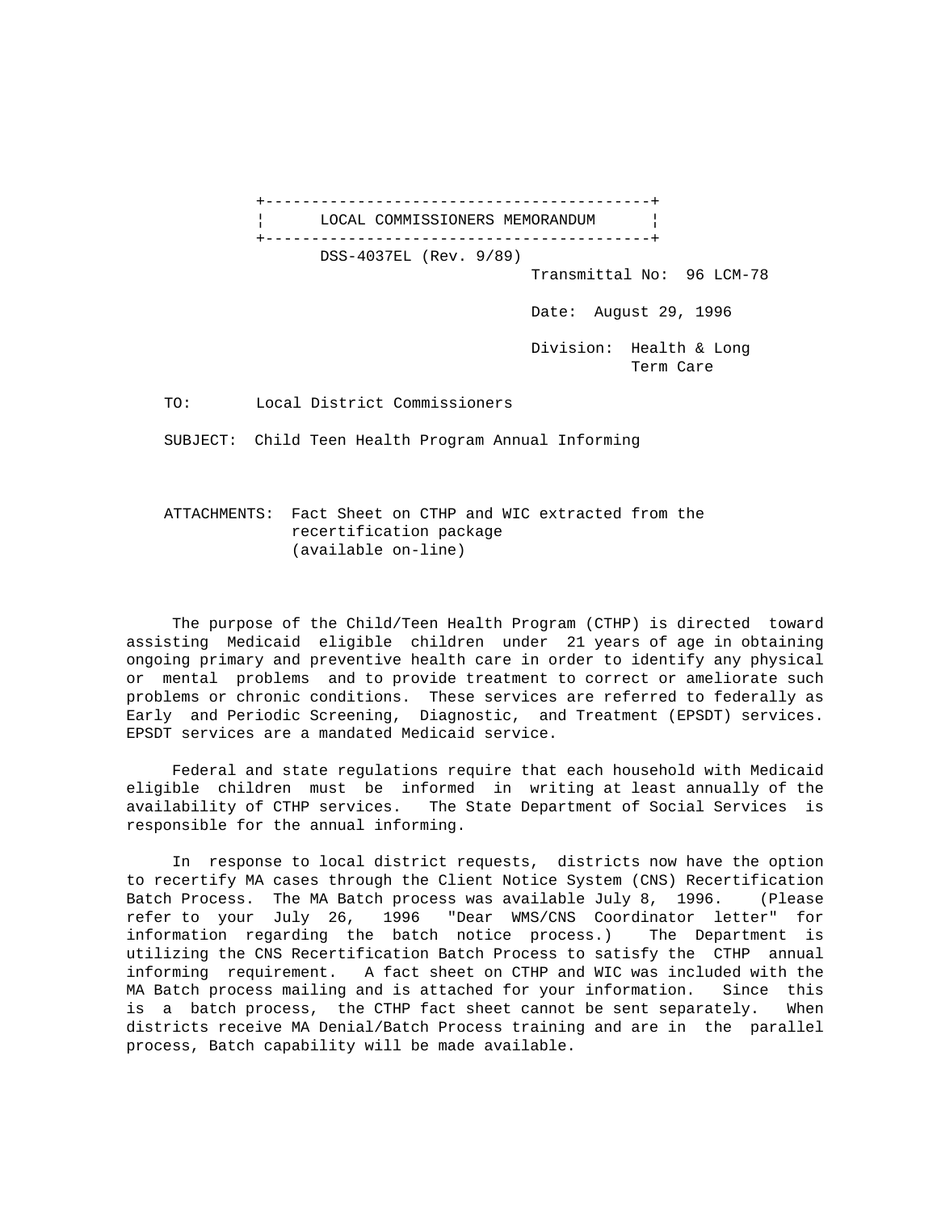# LOCAL COMMISSIONERS MEMORANDUM

DSS-4037EL (Rev. 9/89)

Transmittal No: 96 LCM-78

Date: August 29, 1996

Division: Health & Long Term Care

TO: Local District Commissioners

SUBJECT: Child Teen Health Program Annual Informing

ATTACHMENTS: Fact Sheet on CTHP and WIC extracted from the recertification package (available on-line)

The purpose of the Child/Teen Health Program (CTHP) is directed toward assisting Medicaid eligible children under 21 years of age in obtaining ongoing primary and preventive health care in order to identify any physical or mental problems and to provide treatment to correct or ameliorate such problems or chronic conditions. These services are referred to federally as Early and Periodic Screening, Diagnostic, and Treatment (EPSDT) services. EPSDT services are a mandated Medicaid service.

Federal and state regulations require that each household with Medicaid eligible children must be informed in writing at least annually of the availability of CTHP services. The State Department of Social Services is responsible for the annual informing.

In response to local district requests, districts now have the option to recertify MA cases through the Client Notice System (CNS) Recertification Batch Process. The MA Batch process was available July 8, 1996. (Please refer to your July 26, 1996 "Dear WMS/CNS Coordinator letter" for information regarding the batch notice process.) The Department is utilizing the CNS Recertification Batch Process to satisfy the CTHP annual informing requirement. A fact sheet on CTHP and WIC was included with the MA Batch process mailing and is attached for your information. Since this is a batch process, the CTHP fact sheet cannot be sent separately. When districts receive MA Denial/Batch Process training and are in the parallel process, Batch capability will be made available.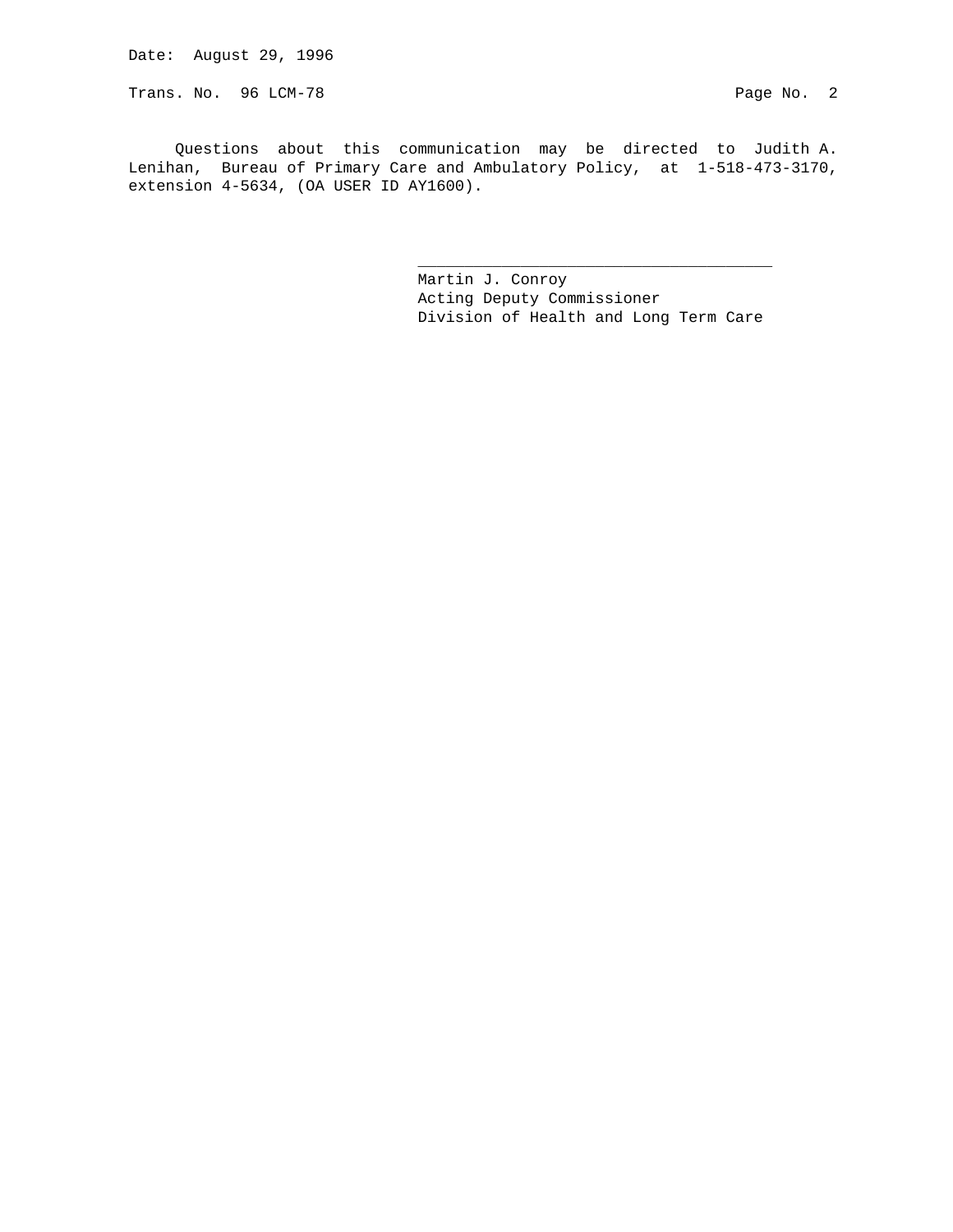Questions about this communication may be directed to Judith A. Lenihan, Bureau of Primary Care and Ambulatory Policy, at 1-518-473-3170, extension 4-5634, (OA USER ID AY1600).

\_\_\_\_\_\_\_\_\_\_\_\_\_\_\_\_\_\_\_\_\_\_\_\_\_\_\_\_\_\_\_\_\_\_\_\_\_\_

Martin J. Conroy
Acting Deputy Commissioner
Division of Health and Long Term Care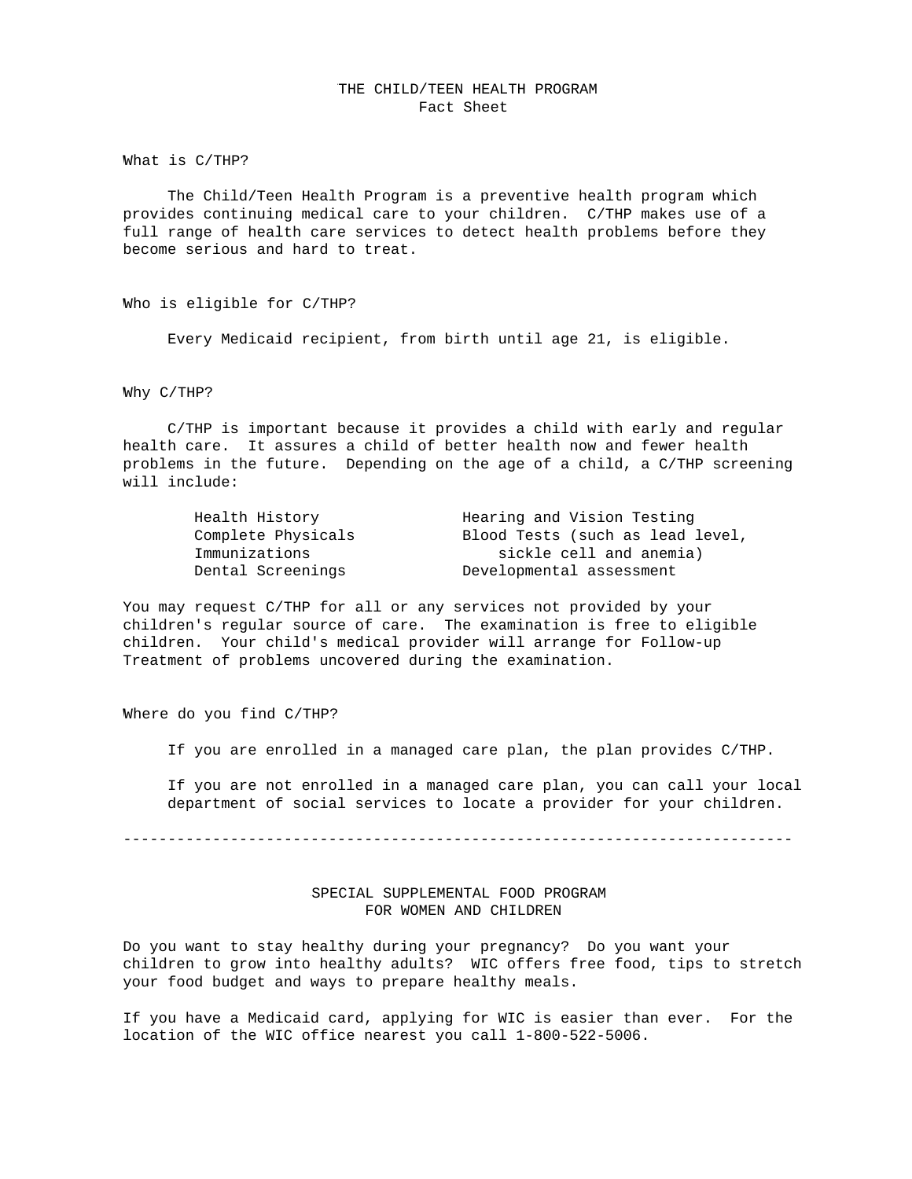# THE CHILD/TEEN HEALTH PROGRAM

## Fact Sheet

### What is C/THP?

The Child/Teen Health Program is a preventive health program which provides continuing medical care to your children. C/THP makes use of a full range of health care services to detect health problems before they become serious and hard to treat.

### Who is eligible for C/THP?

Every Medicaid recipient, from birth until age 21, is eligible.

### Why C/THP?

C/THP is important because it provides a child with early and regular health care. It assures a child of better health now and fewer health problems in the future. Depending on the age of a child, a C/THP screening will include:

- Health History
- Complete Physicals
- Immunizations
- Dental Screenings
- Hearing and Vision Testing
- Blood Tests (such as lead level, sickle cell and anemia)
- Developmental assessment

You may request C/THP for all or any services not provided by your children's regular source of care. The examination is free to eligible children. Your child's medical provider will arrange for Follow-up Treatment of problems uncovered during the examination.

### Where do you find C/THP?

If you are enrolled in a managed care plan, the plan provides C/THP.

If you are not enrolled in a managed care plan, you can call your local department of social services to locate a provider for your children.

---

# SPECIAL SUPPLEMENTAL FOOD PROGRAM FOR WOMEN AND CHILDREN

Do you want to stay healthy during your pregnancy? Do you want your children to grow into healthy adults? WIC offers free food, tips to stretch your food budget and ways to prepare healthy meals.

If you have a Medicaid card, applying for WIC is easier than ever. For the location of the WIC office nearest you call 1-800-522-5006.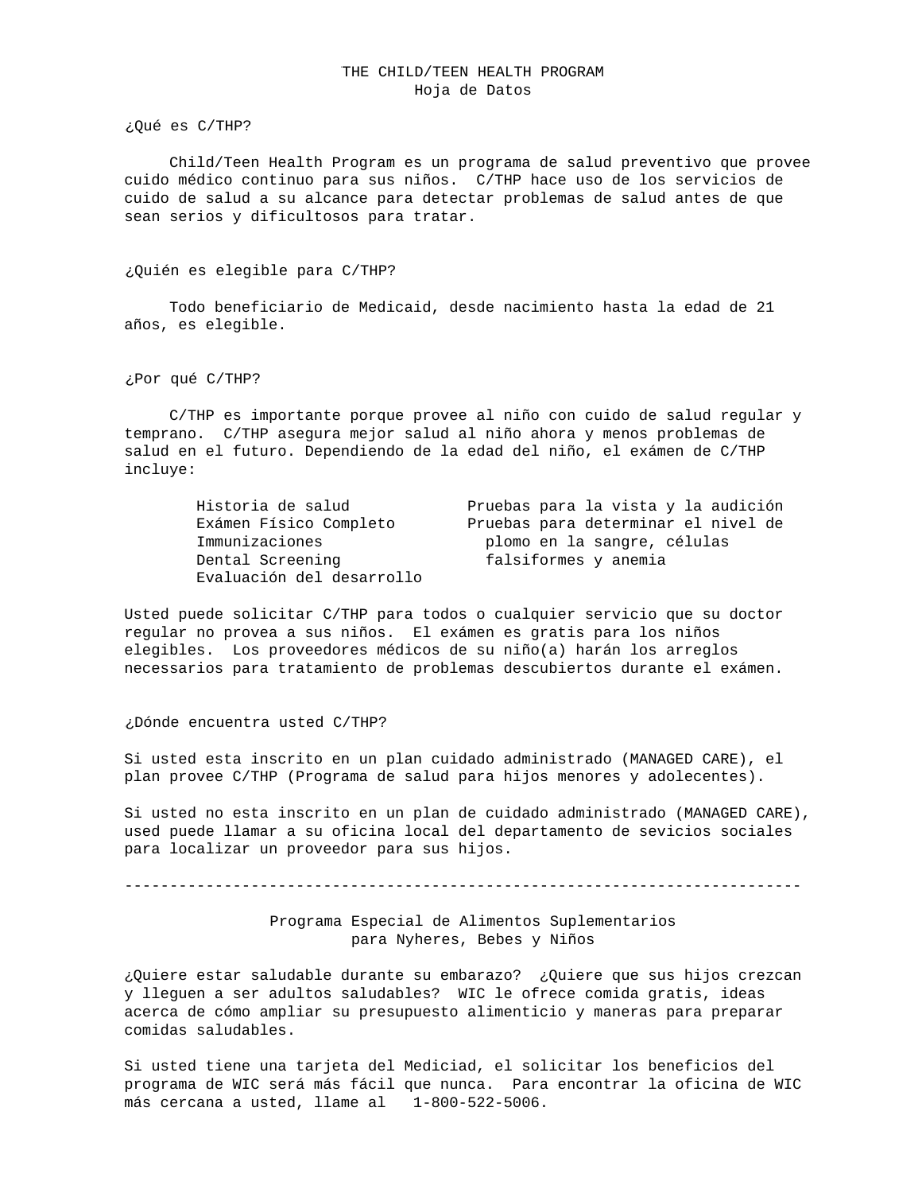# THE CHILD/TEEN HEALTH PROGRAM
## Hoja de Datos

### ¿Qué es C/THP?

Child/Teen Health Program es un programa de salud preventivo que provee cuido médico continuo para sus niños. C/THP hace uso de los servicios de cuido de salud a su alcance para detectar problemas de salud antes de que sean serios y dificultosos para tratar.

### ¿Quién es elegible para C/THP?

Todo beneficiario de Medicaid, desde nacimiento hasta la edad de 21 años, es elegible.

### ¿Por qué C/THP?

C/THP es importante porque provee al niño con cuido de salud regular y temprano. C/THP asegura mejor salud al niño ahora y menos problemas de salud en el futuro. Dependiendo de la edad del niño, el exámen de C/THP incluye:

- Historia de salud
- Exámen Físico Completo
- Immunizaciones
- Dental Screening
- Evaluación del desarrollo
- Pruebas para la vista y la audición
- Pruebas para determinar el nivel de plomo en la sangre, células falsiformes y anemia

Usted puede solicitar C/THP para todos o cualquier servicio que su doctor regular no provea a sus niños. El exámen es gratis para los niños elegibles. Los proveedores médicos de su niño(a) harán los arreglos necessarios para tratamiento de problemas descubiertos durante el exámen.

### ¿Dónde encuentra usted C/THP?

Si usted esta inscrito en un plan cuidado administrado (MANAGED CARE), el plan provee C/THP (Programa de salud para hijos menores y adolecentes).

Si usted no esta inscrito en un plan de cuidado administrado (MANAGED CARE), used puede llamar a su oficina local del departamento de sevicios sociales para localizar un proveedor para sus hijos.

---

## Programa Especial de Alimentos Suplementarios para Nyheres, Bebes y Niños

¿Quiere estar saludable durante su embarazo? ¿Quiere que sus hijos crezcan y lleguen a ser adultos saludables? WIC le ofrece comida gratis, ideas acerca de cómo ampliar su presupuesto alimenticio y maneras para preparar comidas saludables.

Si usted tiene una tarjeta del Mediciad, el solicitar los beneficios del programa de WIC será más fácil que nunca. Para encontrar la oficina de WIC más cercana a usted, llame al 1-800-522-5006.